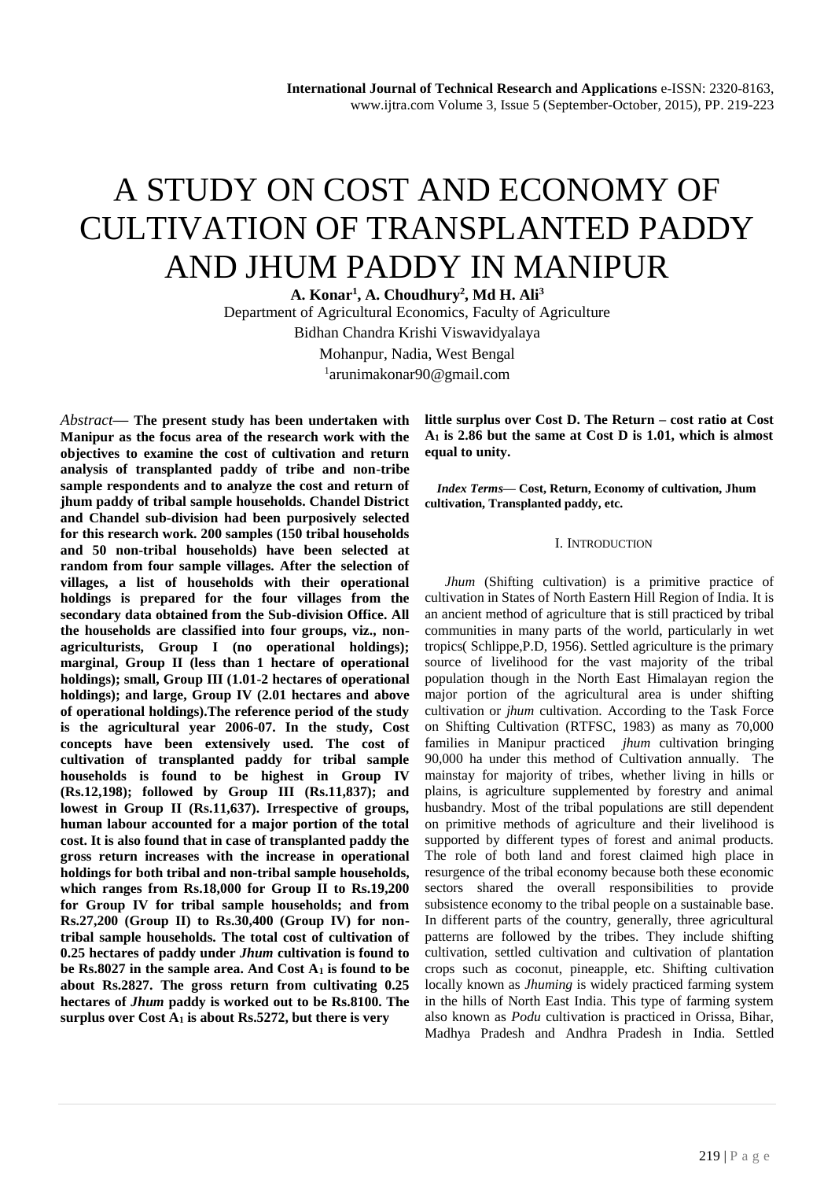# A STUDY ON COST AND ECONOMY OF CULTIVATION OF TRANSPLANTED PADDY AND JHUM PADDY IN MANIPUR

**A. Konar[1], A. Choudhury[2], Md H. Ali[3]**

Department of Agricultural Economics, Faculty of Agriculture

Bidhan Chandra Krishi Viswavidyalaya

Mohanpur, Nadia, West Bengal

[1]arunimakonar90@gmail.com

*Abstract*— **The present study has been undertaken with Manipur as the focus area of the research work with the objectives to examine the cost of cultivation and return analysis of transplanted paddy of tribe and non-tribe sample respondents and to analyze the cost and return of jhum paddy of tribal sample households. Chandel District and Chandel sub-division had been purposively selected for this research work. 200 samples (150 tribal households and 50 non-tribal households) have been selected at random from four sample villages. After the selection of villages, a list of households with their operational holdings is prepared for the four villages from the secondary data obtained from the Sub-division Office. All the households are classified into four groups, viz., non-agriculturists, Group I (no operational holdings); marginal, Group II (less than 1 hectare of operational holdings); small, Group III (1.01-2 hectares of operational holdings); and large, Group IV (2.01 hectares and above of operational holdings).The reference period of the study is the agricultural year 2006-07. In the study, Cost concepts have been extensively used. The cost of cultivation of transplanted paddy for tribal sample households is found to be highest in Group IV (Rs.12,198); followed by Group III (Rs.11,837); and lowest in Group II (Rs.11,637). Irrespective of groups, human labour accounted for a major portion of the total cost. It is also found that in case of transplanted paddy the gross return increases with the increase in operational holdings for both tribal and non-tribal sample households, which ranges from Rs.18,000 for Group II to Rs.19,200 for Group IV for tribal sample households; and from Rs.27,200 (Group II) to Rs.30,400 (Group IV) for non-tribal sample households. The total cost of cultivation of 0.25 hectares of paddy under *Jhum* cultivation is found to be Rs.8027 in the sample area. And Cost $A_1$ is found to be about Rs.2827. The gross return from cultivating 0.25 hectares of *Jhum* paddy is worked out to be Rs.8100. The surplus over Cost $A_1$ is about Rs.5272, but there is very little surplus over Cost D. The Return – cost ratio at Cost $A_1$ is 2.86 but the same at Cost D is 1.01, which is almost equal to unity.**

*Index Terms*— **Cost, Return, Economy of cultivation, Jhum cultivation, Transplanted paddy, etc.**

## I. Introduction

*Jhum* (Shifting cultivation) is a primitive practice of cultivation in States of North Eastern Hill Region of India. It is an ancient method of agriculture that is still practiced by tribal communities in many parts of the world, particularly in wet tropics( Schlippe,P.D, 1956). Settled agriculture is the primary source of livelihood for the vast majority of the tribal population though in the North East Himalayan region the major portion of the agricultural area is under shifting cultivation or *jhum* cultivation. According to the Task Force on Shifting Cultivation (RTFSC, 1983) as many as 70,000 families in Manipur practiced *jhum* cultivation bringing 90,000 ha under this method of Cultivation annually. The mainstay for majority of tribes, whether living in hills or plains, is agriculture supplemented by forestry and animal husbandry. Most of the tribal populations are still dependent on primitive methods of agriculture and their livelihood is supported by different types of forest and animal products. The role of both land and forest claimed high place in resurgence of the tribal economy because both these economic sectors shared the overall responsibilities to provide subsistence economy to the tribal people on a sustainable base. In different parts of the country, generally, three agricultural patterns are followed by the tribes. They include shifting cultivation, settled cultivation and cultivation of plantation crops such as coconut, pineapple, etc. Shifting cultivation locally known as *Jhuming* is widely practiced farming system in the hills of North East India. This type of farming system also known as *Podu* cultivation is practiced in Orissa, Bihar, Madhya Pradesh and Andhra Pradesh in India. Settled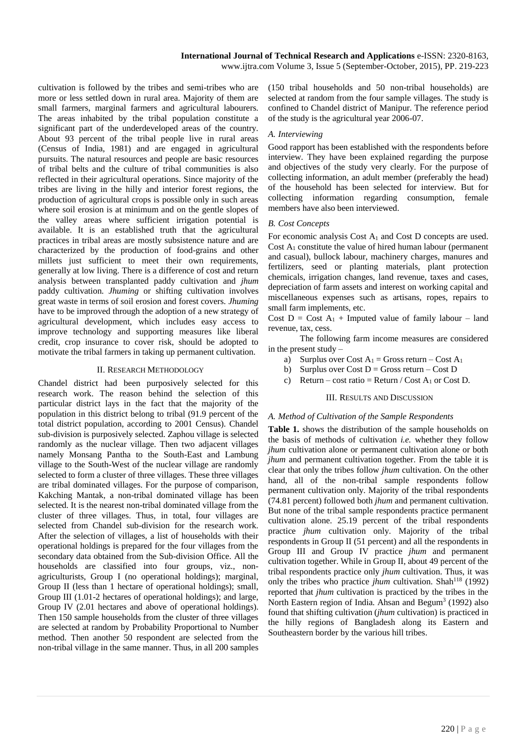cultivation is followed by the tribes and semi-tribes who are more or less settled down in rural area. Majority of them are small farmers, marginal farmers and agricultural labourers. The areas inhabited by the tribal population constitute a significant part of the underdeveloped areas of the country. About 93 percent of the tribal people live in rural areas (Census of India, 1981) and are engaged in agricultural pursuits. The natural resources and people are basic resources of tribal belts and the culture of tribal communities is also reflected in their agricultural operations. Since majority of the tribes are living in the hilly and interior forest regions, the production of agricultural crops is possible only in such areas where soil erosion is at minimum and on the gentle slopes of the valley areas where sufficient irrigation potential is available. It is an established truth that the agricultural practices in tribal areas are mostly subsistence nature and are characterized by the production of food-grains and other millets just sufficient to meet their own requirements, generally at low living. There is a difference of cost and return analysis between transplanted paddy cultivation and *jhum* paddy cultivation. *Jhuming* or shifting cultivation involves great waste in terms of soil erosion and forest covers. *Jhuming* have to be improved through the adoption of a new strategy of agricultural development, which includes easy access to improve technology and supporting measures like liberal credit, crop insurance to cover risk, should be adopted to motivate the tribal farmers in taking up permanent cultivation.

## II. Research Methodology

Chandel district had been purposively selected for this research work. The reason behind the selection of this particular district lays in the fact that the majority of the population in this district belong to tribal (91.9 percent of the total district population, according to 2001 Census). Chandel sub-division is purposively selected. Zaphou village is selected randomly as the nuclear village. Then two adjacent villages namely Monsang Pantha to the South-East and Lambung village to the South-West of the nuclear village are randomly selected to form a cluster of three villages. These three villages are tribal dominated villages. For the purpose of comparison, Kakching Mantak, a non-tribal dominated village has been selected. It is the nearest non-tribal dominated village from the cluster of three villages. Thus, in total, four villages are selected from Chandel sub-division for the research work. After the selection of villages, a list of households with their operational holdings is prepared for the four villages from the secondary data obtained from the Sub-division Office. All the households are classified into four groups, viz., non-agriculturists, Group I (no operational holdings); marginal, Group II (less than 1 hectare of operational holdings); small, Group III (1.01-2 hectares of operational holdings); and large, Group IV (2.01 hectares and above of operational holdings). Then 150 sample households from the cluster of three villages are selected at random by Probability Proportional to Number method. Then another 50 respondent are selected from the non-tribal village in the same manner. Thus, in all 200 samples (150 tribal households and 50 non-tribal households) are selected at random from the four sample villages. The study is confined to Chandel district of Manipur. The reference period of the study is the agricultural year 2006-07.

### A. Interviewing

Good rapport has been established with the respondents before interview. They have been explained regarding the purpose and objectives of the study very clearly. For the purpose of collecting information, an adult member (preferably the head) of the household has been selected for interview. But for collecting information regarding consumption, female members have also been interviewed.

### B. Cost Concepts

For economic analysis Cost $A_1$ and Cost D concepts are used. Cost $A_1$ constitute the value of hired human labour (permanent and casual), bullock labour, machinery charges, manures and fertilizers, seed or planting materials, plant protection chemicals, irrigation changes, land revenue, taxes and cases, depreciation of farm assets and interest on working capital and miscellaneous expenses such as artisans, ropes, repairs to small farm implements, etc.

Cost D = Cost $A_1$ + Imputed value of family labour – land revenue, tax, cess.

The following farm income measures are considered in the present study –

a) Surplus over Cost $A_1$ = Gross return – Cost $A_1$
b) Surplus over Cost D = Gross return – Cost D
c) Return – cost ratio = Return / Cost $A_1$ or Cost D.

## III. Results and Discussion

### A. Method of Cultivation of the Sample Respondents

**Table 1.** shows the distribution of the sample households on the basis of methods of cultivation *i.e.* whether they follow *jhum* cultivation alone or permanent cultivation alone or both *jhum* and permanent cultivation together. From the table it is clear that only the tribes follow *jhum* cultivation. On the other hand, all of the non-tribal sample respondents follow permanent cultivation only. Majority of the tribal respondents (74.81 percent) followed both *jhum* and permanent cultivation. But none of the tribal sample respondents practice permanent cultivation alone. 25.19 percent of the tribal respondents practice *jhum* cultivation only. Majority of the tribal respondents in Group II (51 percent) and all the respondents in Group III and Group IV practice *jhum* and permanent cultivation together. While in Group II, about 49 percent of the tribal respondents practice only *jhum* cultivation. Thus, it was only the tribes who practice *jhum* cultivation. Shah[118] (1992) reported that *jhum* cultivation is practiced by the tribes in the North Eastern region of India. Ahsan and Begum[3] (1992) also found that shifting cultivation (*jhum* cultivation) is practiced in the hilly regions of Bangladesh along its Eastern and Southeastern border by the various hill tribes.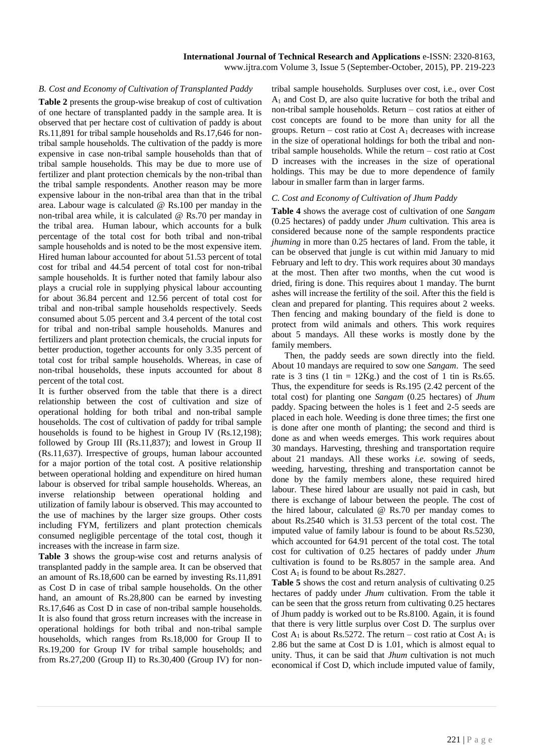### B. Cost and Economy of Cultivation of Transplanted Paddy

**Table 2** presents the group-wise breakup of cost of cultivation of one hectare of transplanted paddy in the sample area. It is observed that per hectare cost of cultivation of paddy is about Rs.11,891 for tribal sample households and Rs.17,646 for non-tribal sample households. The cultivation of the paddy is more expensive in case non-tribal sample households than that of tribal sample households. This may be due to more use of fertilizer and plant protection chemicals by the non-tribal than the tribal sample respondents. Another reason may be more expensive labour in the non-tribal area than that in the tribal area. Labour wage is calculated @ Rs.100 per manday in the non-tribal area while, it is calculated @ Rs.70 per manday in the tribal area. Human labour, which accounts for a bulk percentage of the total cost for both tribal and non-tribal sample households and is noted to be the most expensive item. Hired human labour accounted for about 51.53 percent of total cost for tribal and 44.54 percent of total cost for non-tribal sample households. It is further noted that family labour also plays a crucial role in supplying physical labour accounting for about 36.84 percent and 12.56 percent of total cost for tribal and non-tribal sample households respectively. Seeds consumed about 5.05 percent and 3.4 percent of the total cost for tribal and non-tribal sample households. Manures and fertilizers and plant protection chemicals, the crucial inputs for better production, together accounts for only 3.35 percent of total cost for tribal sample households. Whereas, in case of non-tribal households, these inputs accounted for about 8 percent of the total cost.

It is further observed from the table that there is a direct relationship between the cost of cultivation and size of operational holding for both tribal and non-tribal sample households. The cost of cultivation of paddy for tribal sample households is found to be highest in Group IV (Rs.12,198); followed by Group III (Rs.11,837); and lowest in Group II (Rs.11,637). Irrespective of groups, human labour accounted for a major portion of the total cost. A positive relationship between operational holding and expenditure on hired human labour is observed for tribal sample households. Whereas, an inverse relationship between operational holding and utilization of family labour is observed. This may accounted to the use of machines by the larger size groups. Other costs including FYM, fertilizers and plant protection chemicals consumed negligible percentage of the total cost, though it increases with the increase in farm size.

**Table 3** shows the group-wise cost and returns analysis of transplanted paddy in the sample area. It can be observed that an amount of Rs.18,600 can be earned by investing Rs.11,891 as Cost D in case of tribal sample households. On the other hand, an amount of Rs.28,800 can be earned by investing Rs.17,646 as Cost D in case of non-tribal sample households. It is also found that gross return increases with the increase in operational holdings for both tribal and non-tribal sample households, which ranges from Rs.18,000 for Group II to Rs.19,200 for Group IV for tribal sample households; and from Rs.27,200 (Group II) to Rs.30,400 (Group IV) for non-tribal sample households. Surpluses over cost, i.e., over Cost $A_1$ and Cost D, are also quite lucrative for both the tribal and non-tribal sample households. Return – cost ratios at either of cost concepts are found to be more than unity for all the groups. Return – cost ratio at Cost $A_1$ decreases with increase in the size of operational holdings for both the tribal and non-tribal sample households. While the return – cost ratio at Cost D increases with the increases in the size of operational holdings. This may be due to more dependence of family labour in smaller farm than in larger farms.

### C. Cost and Economy of Cultivation of Jhum Paddy

**Table 4** shows the average cost of cultivation of one *Sangam* (0.25 hectares) of paddy under *Jhum* cultivation. This area is considered because none of the sample respondents practice *jhuming* in more than 0.25 hectares of land. From the table, it can be observed that jungle is cut within mid January to mid February and left to dry. This work requires about 30 mandays at the most. Then after two months, when the cut wood is dried, firing is done. This requires about 1 manday. The burnt ashes will increase the fertility of the soil. After this the field is clean and prepared for planting. This requires about 2 weeks. Then fencing and making boundary of the field is done to protect from wild animals and others. This work requires about 5 mandays. All these works is mostly done by the family members.

Then, the paddy seeds are sown directly into the field. About 10 mandays are required to sow one *Sangam*. The seed rate is 3 tins (1 tin = 12Kg.) and the cost of 1 tin is Rs.65. Thus, the expenditure for seeds is Rs.195 (2.42 percent of the total cost) for planting one *Sangam* (0.25 hectares) of *Jhum* paddy. Spacing between the holes is 1 feet and 2-5 seeds are placed in each hole. Weeding is done three times; the first one is done after one month of planting; the second and third is done as and when weeds emerges. This work requires about 30 mandays. Harvesting, threshing and transportation require about 21 mandays. All these works *i.e.* sowing of seeds, weeding, harvesting, threshing and transportation cannot be done by the family members alone, these required hired labour. These hired labour are usually not paid in cash, but there is exchange of labour between the people. The cost of the hired labour, calculated @ Rs.70 per manday comes to about Rs.2540 which is 31.53 percent of the total cost. The imputed value of family labour is found to be about Rs.5230, which accounted for 64.91 percent of the total cost. The total cost for cultivation of 0.25 hectares of paddy under *Jhum* cultivation is found to be Rs.8057 in the sample area. And Cost $A_1$ is found to be about Rs.2827.

**Table 5** shows the cost and return analysis of cultivating 0.25 hectares of paddy under *Jhum* cultivation. From the table it can be seen that the gross return from cultivating 0.25 hectares of Jhum paddy is worked out to be Rs.8100. Again, it is found that there is very little surplus over Cost D. The surplus over Cost $A_1$ is about Rs.5272. The return – cost ratio at Cost $A_1$ is 2.86 but the same at Cost D is 1.01, which is almost equal to unity. Thus, it can be said that *Jhum* cultivation is not much economical if Cost D, which include imputed value of family,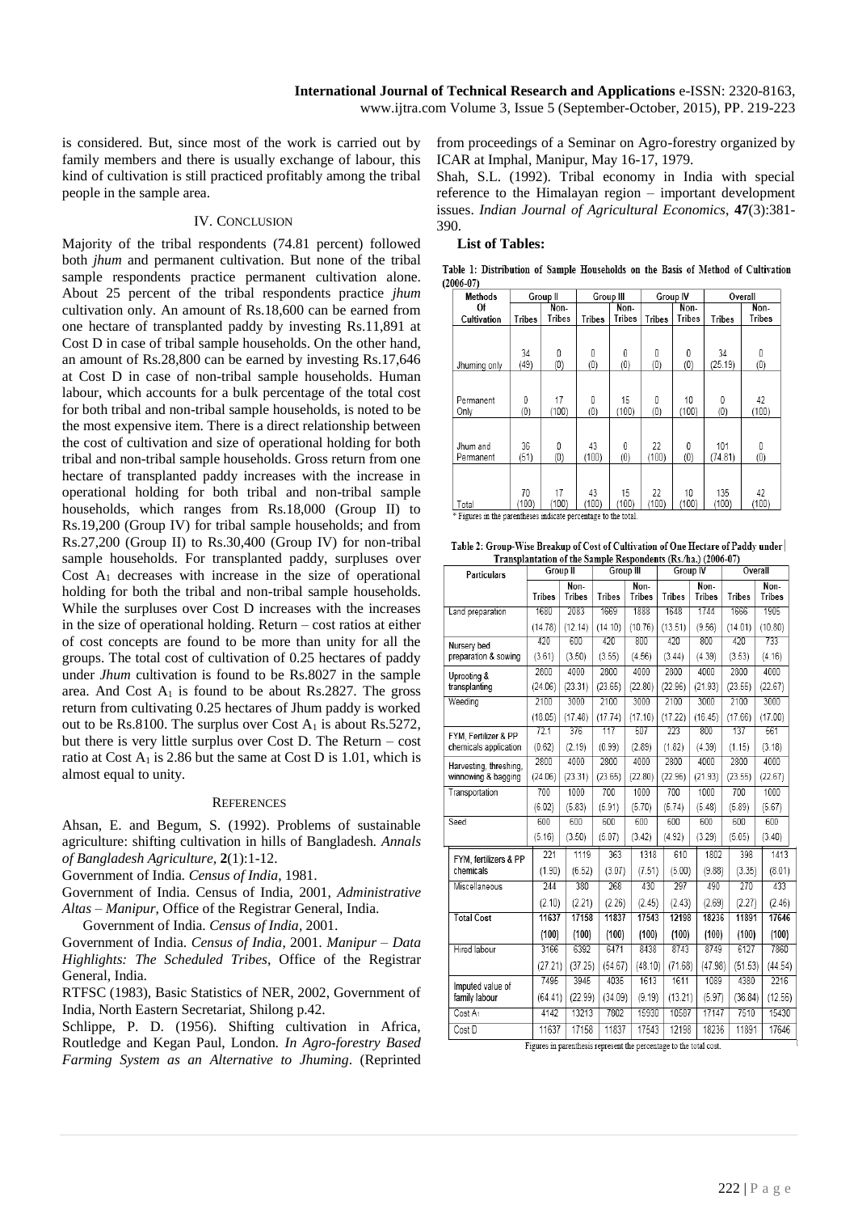is considered. But, since most of the work is carried out by family members and there is usually exchange of labour, this kind of cultivation is still practiced profitably among the tribal people in the sample area.

## IV. Conclusion

Majority of the tribal respondents (74.81 percent) followed both *jhum* and permanent cultivation. But none of the tribal sample respondents practice permanent cultivation alone. About 25 percent of the tribal respondents practice *jhum* cultivation only. An amount of Rs.18,600 can be earned from one hectare of transplanted paddy by investing Rs.11,891 at Cost D in case of tribal sample households. On the other hand, an amount of Rs.28,800 can be earned by investing Rs.17,646 at Cost D in case of non-tribal sample households. Human labour, which accounts for a bulk percentage of the total cost for both tribal and non-tribal sample households, is noted to be the most expensive item. There is a direct relationship between the cost of cultivation and size of operational holding for both tribal and non-tribal sample households. Gross return from one hectare of transplanted paddy increases with the increase in operational holding for both tribal and non-tribal sample households, which ranges from Rs.18,000 (Group II) to Rs.19,200 (Group IV) for tribal sample households; and from Rs.27,200 (Group II) to Rs.30,400 (Group IV) for non-tribal sample households. For transplanted paddy, surpluses over Cost $A_1$ decreases with increase in the size of operational holding for both the tribal and non-tribal sample households. While the surpluses over Cost D increases with the increases in the size of operational holding. Return – cost ratios at either of cost concepts are found to be more than unity for all the groups. The total cost of cultivation of 0.25 hectares of paddy under *Jhum* cultivation is found to be Rs.8027 in the sample area. And Cost $A_1$ is found to be about Rs.2827. The gross return from cultivating 0.25 hectares of Jhum paddy is worked out to be Rs.8100. The surplus over Cost $A_1$ is about Rs.5272, but there is very little surplus over Cost D. The Return – cost ratio at Cost $A_1$ is 2.86 but the same at Cost D is 1.01, which is almost equal to unity.

## References

Ahsan, E. and Begum, S. (1992). Problems of sustainable agriculture: shifting cultivation in hills of Bangladesh. *Annals of Bangladesh Agriculture*, **2**(1):1-12.

Government of India. *Census of India*, 1981.

Government of India. Census of India, 2001, *Administrative Altas – Manipur*, Office of the Registrar General, India.

Government of India. *Census of India*, 2001.

Government of India. *Census of India,* 2001. *Manipur – Data Highlights: The Scheduled Tribes*, Office of the Registrar General, India.

RTFSC (1983), Basic Statistics of NER, 2002, Government of India, North Eastern Secretariat, Shilong p.42.

Schlippe, P. D. (1956). Shifting cultivation in Africa, Routledge and Kegan Paul, London. *In Agro-forestry Based Farming System as an Alternative to Jhuming*. (Reprinted from proceedings of a Seminar on Agro-forestry organized by ICAR at Imphal, Manipur, May 16-17, 1979.

Shah, S.L. (1992). Tribal economy in India with special reference to the Himalayan region – important development issues. *Indian Journal of Agricultural Economics*, **47**(3):381-390.

**List of Tables:**

**Table 1: Distribution of Sample Households on the Basis of Method of Cultivation (2006-07)**

| Methods Of Cultivation | Group II | | Group III | | Group IV | | Overall | |
|---|---|---|---|---|---|---|---|---|
| | Tribes | Non-Tribes | Tribes | Non-Tribes | Tribes | Non-Tribes | Tribes | Non-Tribes |
| Jhuming only | 34 (49) | 0 (0) | 0 (0) | 0 (0) | 0 (0) | 0 (0) | 34 (25.19) | 0 (0) |
| Permanent Only | 0 (0) | 17 (100) | 0 (0) | 15 (100) | 0 (0) | 10 (100) | 0 (0) | 42 (100) |
| Jhum and Permanent | 36 (51) | 0 (0) | 43 (100) | 0 (0) | 22 (100) | 0 (0) | 101 (74.81) | 0 (0) |
| Total | 70 (100) | 17 (100) | 43 (100) | 15 (100) | 22 (100) | 10 (100) | 135 (100) | 42 (100) |

* Figures in the parentheses indicate percentage to the total.

**Table 2: Group-Wise Breakup of Cost of Cultivation of One Hectare of Paddy under Transplantation of the Sample Respondents (Rs./ha.) (2006-07)**

| Particulars | Group II | | Group III | | Group IV | | Overall | |
|---|---|---|---|---|---|---|---|---|
| | Tribes | Non-Tribes | Tribes | Non-Tribes | Tribes | Non-Tribes | Tribes | Non-Tribes |
| Land preparation | 1680 (14.78) | 2083 (12.14) | 1669 (14.10) | 1888 (10.76) | 1648 (13.51) | 1744 (9.56) | 1666 (14.01) | 1905 (10.80) |
| Nursery bed preparation & sowing | 420 (3.61) | 600 (3.50) | 420 (3.55) | 800 (4.56) | 420 (3.44) | 800 (4.39) | 420 (3.53) | 733 (4.16) |
| Uprooting & transplanting | 2800 (24.06) | 4000 (23.31) | 2800 (23.65) | 4000 (22.80) | 2800 (22.96) | 4000 (21.93) | 2800 (23.55) | 4000 (22.67) |
| Weeding | 2100 (18.05) | 3000 (17.48) | 2100 (17.74) | 3000 (17.10) | 2100 (17.22) | 3000 (16.45) | 2100 (17.66) | 3000 (17.00) |
| FYM, Fertilizer & PP chemicals application | 72.1 (0.62) | 376 (2.19) | 117 (0.99) | 507 (2.89) | 223 (1.82) | 800 (4.39) | 137 (1.15) | 561 (3.18) |
| Harvesting, threshing, winnowing & bagging | 2800 (24.06) | 4000 (23.31) | 2800 (23.65) | 4000 (22.80) | 2800 (22.96) | 4000 (21.93) | 2800 (23.55) | 4000 (22.67) |
| Transportation | 700 (6.02) | 1000 (5.83) | 700 (5.91) | 1000 (5.70) | 700 (5.74) | 1000 (5.48) | 700 (5.89) | 1000 (5.67) |
| Seed | 600 (5.16) | 600 (3.50) | 600 (5.07) | 600 (3.42) | 600 (4.92) | 600 (3.29) | 600 (5.05) | 600 (3.40) |
| FYM, fertilizers & PP chemicals | 221 (1.90) | 1119 (6.52) | 363 (3.07) | 1318 (7.51) | 610 (5.00) | 1802 (9.88) | 398 (3.35) | 1413 (8.01) |
| Miscellaneous | 244 (2.10) | 380 (2.21) | 268 (2.26) | 430 (2.45) | 297 (2.43) | 490 (2.69) | 270 (2.27) | 433 (2.46) |
| **Total Cost** | **11637 (100)** | **17158 (100)** | **11837 (100)** | **17543 (100)** | **12198 (100)** | **18236 (100)** | **11891 (100)** | **17646 (100)** |
| Hired labour | 3166 (27.21) | 6392 (37.25) | 6471 (54.67) | 8438 (48.10) | 8743 (71.68) | 8749 (47.98) | 6127 (51.53) | 7860 (44.54) |
| Imputed value of family labour | 7495 (64.41) | 3945 (22.99) | 4035 (34.09) | 1613 (9.19) | 1611 (13.21) | 1089 (5.97) | 4380 (36.84) | 2216 (12.56) |
| Cost $A_1$ | 4142 | 13213 | 7802 | 15930 | 10587 | 17147 | 7510 | 15430 |
| Cost D | 11637 | 17158 | 11837 | 17543 | 12198 | 18236 | 11891 | 17646 |

Figures in parenthesis represent the percentage to the total cost.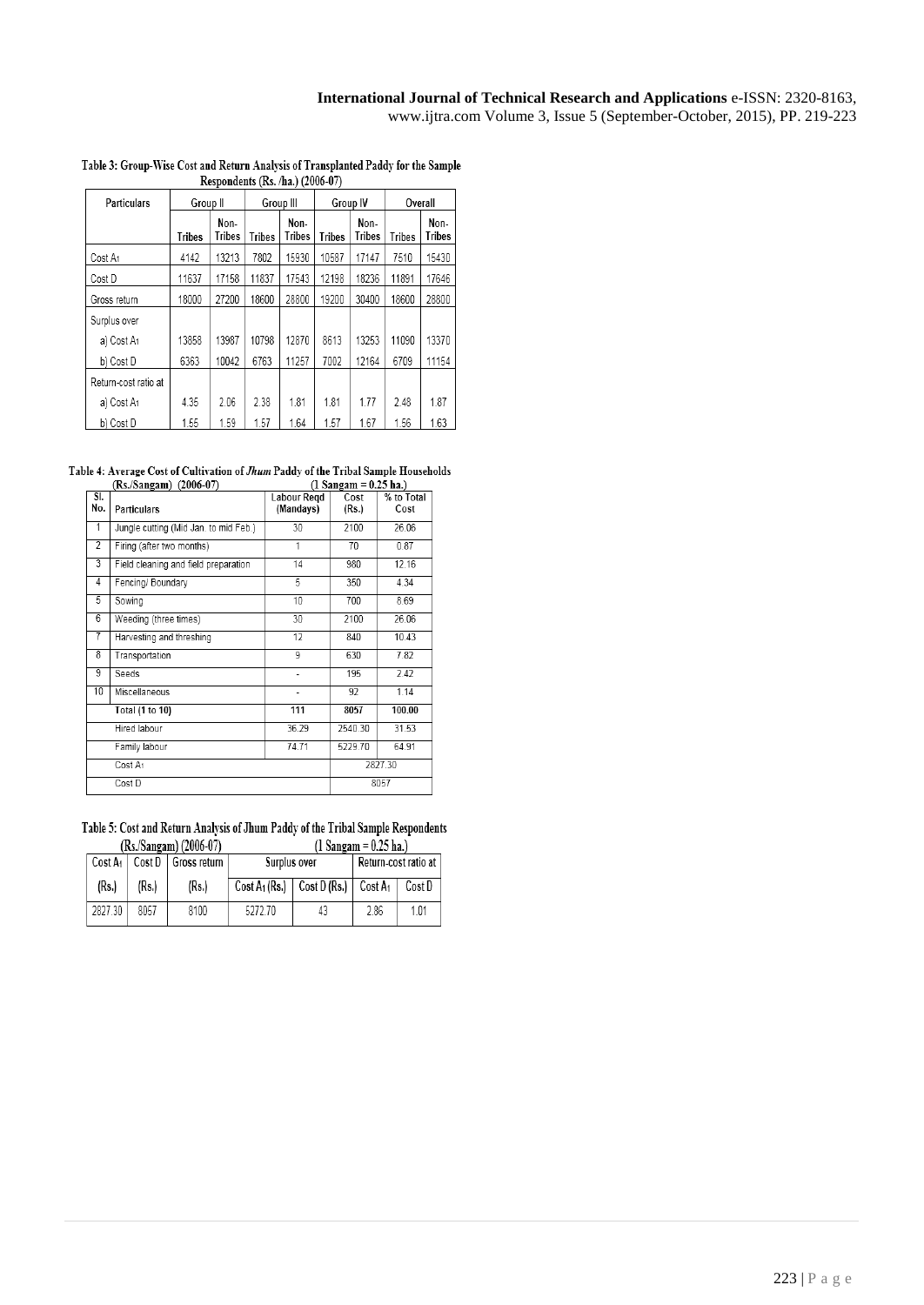**Table 3: Group-Wise Cost and Return Analysis of Transplanted Paddy for the Sample Respondents (Rs. /ha.) (2006-07)**

| Particulars | Group II | | Group III | | Group IV | | Overall | |
|---|---|---|---|---|---|---|---|---|
| | Tribes | Non-Tribes | Tribes | Non-Tribes | Tribes | Non-Tribes | Tribes | Non-Tribes |
| Cost $A_1$ | 4142 | 13213 | 7802 | 15930 | 10587 | 17147 | 7510 | 15430 |
| Cost D | 11637 | 17158 | 11837 | 17543 | 12198 | 18236 | 11891 | 17646 |
| Gross return | 18000 | 27200 | 18600 | 28800 | 19200 | 30400 | 18600 | 28800 |
| Surplus over | | | | | | | | |
| a) Cost $A_1$ | 13858 | 13987 | 10798 | 12870 | 8613 | 13253 | 11090 | 13370 |
| b) Cost D | 6363 | 10042 | 6763 | 11257 | 7002 | 12164 | 6709 | 11154 |
| Return-cost ratio at | | | | | | | | |
| a) Cost $A_1$ | 4.35 | 2.06 | 2.38 | 1.81 | 1.81 | 1.77 | 2.48 | 1.87 |
| b) Cost D | 1.55 | 1.59 | 1.57 | 1.64 | 1.57 | 1.67 | 1.56 | 1.63 |

**Table 4: Average Cost of Cultivation of *Jhum* Paddy of the Tribal Sample Households (Rs./Sangam) (2006-07) (1 Sangam = 0.25 ha.)**

| Sl. No. | Particulars | Labour Reqd (Mandays) | Cost (Rs.) | % to Total Cost |
|---|---|---|---|---|
| 1 | Jungle cutting (Mid Jan. to mid Feb.) | 30 | 2100 | 26.06 |
| 2 | Firing (after two months) | 1 | 70 | 0.87 |
| 3 | Field cleaning and field preparation | 14 | 980 | 12.16 |
| 4 | Fencing/ Boundary | 5 | 350 | 4.34 |
| 5 | Sowing | 10 | 700 | 8.69 |
| 6 | Weeding (three times) | 30 | 2100 | 26.06 |
| 7 | Harvesting and threshing | 12 | 840 | 10.43 |
| 8 | Transportation | 9 | 630 | 7.82 |
| 9 | Seeds | - | 195 | 2.42 |
| 10 | Miscellaneous | - | 92 | 1.14 |
| | **Total (1 to 10)** | **111** | **8057** | **100.00** |
| | Hired labour | 36.29 | 2540.30 | 31.53 |
| | Family labour | 74.71 | 5229.70 | 64.91 |
| | Cost $A_1$ | | 2827.30 | |
| | Cost D | | 8057 | |

**Table 5: Cost and Return Analysis of Jhum Paddy of the Tribal Sample Respondents (Rs./Sangam) (2006-07) (1 Sangam = 0.25 ha.)**

| Cost $A_1$ | Cost D | Gross return | Surplus over | | Return-cost ratio at | |
|---|---|---|---|---|---|---|
| (Rs.) | (Rs.) | (Rs.) | Cost $A_1$ (Rs.) | Cost D (Rs.) | Cost $A_1$ | Cost D |
| 2827.30 | 8057 | 8100 | 5272.70 | 43 | 2.86 | 1.01 |